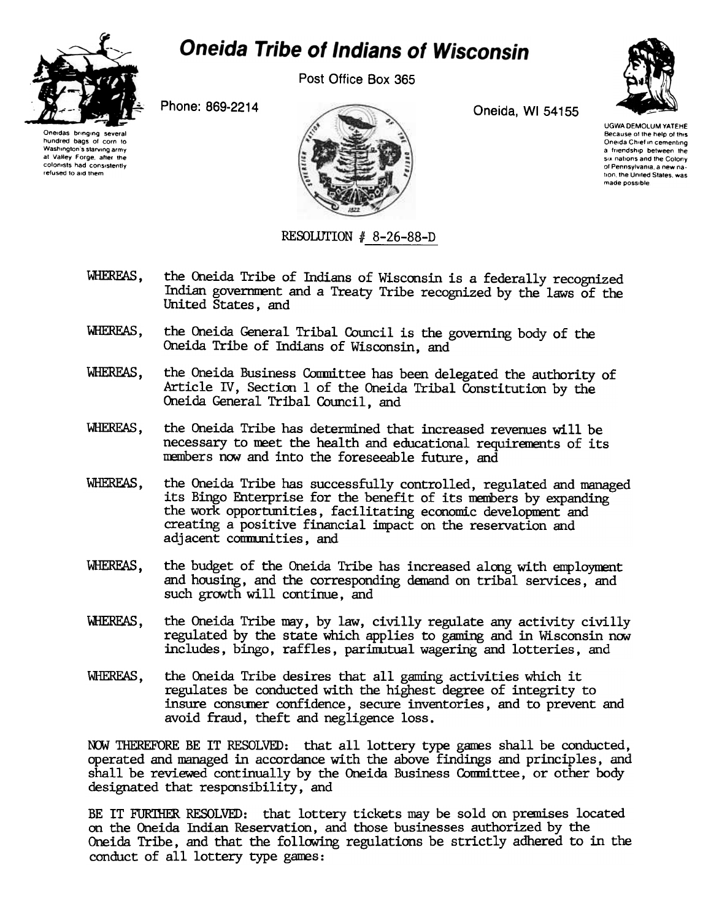# Oneida Tribe of Indians of Wisconsin

Post Office Box 365

Phone: 869-2214

Oneida, WI 54155

Oneidas bringing several hundred bags of corn to Washington's starving army at Valley Forge, after the colonists had consistently refused to aid them

UGWA DEMOLUM YATEHE Because of the help of this Oneida Chief in cementing a friendship between the six nations and the Colony of Pennsylvania, a new nation, the United States, was made possible

RESOLUTION # 8-26-88-D

WHEREAS, the Oneida Tribe of Indians of Wisconsin is a federally recognized Indian government and a Treaty Tribe recognized by the laws of the United States, and

WHEREAS, the Oneida General Tribal Council is the governing body of the Oneida Tribe of Indians of Wisconsin, and

WHEREAS, the Oneida Business Committee has been delegated the authority of Article IV, Section 1 of the Oneida Tribal Constitution by the Oneida General Tribal Council, and

WHEREAS, the Oneida Tribe has determined that increased revenues will be necessary to meet the health and educational requirements of its members now and into the foreseeable future, and

WHEREAS, the Oneida Tribe has successfully controlled, regulated and managed its Bingo Enterprise for the benefit of its members by expanding the work opportunities, facilitating economic development and creating a positive financial impact on the reservation and adjacent communities, and

WHEREAS, the budget of the Oneida Tribe has increased along with employment and housing, and the corresponding demand on tribal services, and such growth will continue, and

WHEREAS, the Oneida Tribe may, by law, civilly regulate any activity civilly regulated by the state which applies to gaming and in Wisconsin now includes, bingo, raffles, parimutual wagering and lotteries, and

WHEREAS, the Oneida Tribe desires that all gaming activities which it regulates be conducted with the highest degree of integrity to insure consumer confidence, secure inventories, and to prevent and avoid fraud, theft and negligence loss.

NOW THEREFORE BE IT RESOLVED: that all lottery type games shall be conducted, operated and managed in accordance with the above findings and principles, and shall be reviewed continually by the Oneida Business Committee, or other body designated that responsibility, and

BE IT FURTHER RESOLVED: that lottery tickets may be sold on premises located on the Oneida Indian Reservation, and those businesses authorized by the Oneida Tribe, and that the following regulations be strictly adhered to in the conduct of all lottery type games: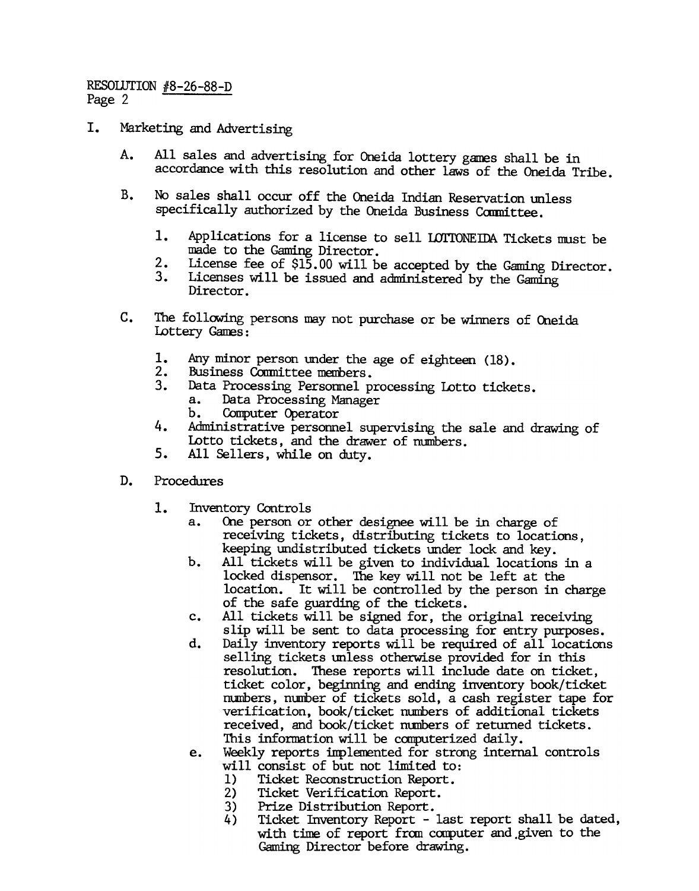RESOLUTION #8-26-88-D
Page 2

I. Marketing and Advertising

   A. All sales and advertising for Oneida lottery games shall be in accordance with this resolution and other laws of the Oneida Tribe.

   B. No sales shall occur off the Oneida Indian Reservation unless specifically authorized by the Oneida Business Committee.

      1. Applications for a license to sell LOTTONEIDA Tickets must be made to the Gaming Director.
      2. License fee of $15.00 will be accepted by the Gaming Director.
      3. Licenses will be issued and administered by the Gaming Director.

   C. The following persons may not purchase or be winners of Oneida Lottery Games:

      1. Any minor person under the age of eighteen (18).
      2. Business Committee members.
      3. Data Processing Personnel processing Lotto tickets.
         a. Data Processing Manager
         b. Computer Operator
      4. Administrative personnel supervising the sale and drawing of Lotto tickets, and the drawer of numbers.
      5. All Sellers, while on duty.

   D. Procedures

      1. Inventory Controls
         a. One person or other designee will be in charge of receiving tickets, distributing tickets to locations, keeping undistributed tickets under lock and key.
         b. All tickets will be given to individual locations in a locked dispensor. The key will not be left at the location. It will be controlled by the person in charge of the safe guarding of the tickets.
         c. All tickets will be signed for, the original receiving slip will be sent to data processing for entry purposes.
         d. Daily inventory reports will be required of all locations selling tickets unless otherwise provided for in this resolution. These reports will include date on ticket, ticket color, beginning and ending inventory book/ticket numbers, number of tickets sold, a cash register tape for verification, book/ticket numbers of additional tickets received, and book/ticket numbers of returned tickets. This information will be computerized daily.
         e. Weekly reports implemented for strong internal controls will consist of but not limited to:
            1) Ticket Reconstruction Report.
            2) Ticket Verification Report.
            3) Prize Distribution Report.
            4) Ticket Inventory Report - last report shall be dated, with time of report from computer and given to the Gaming Director before drawing.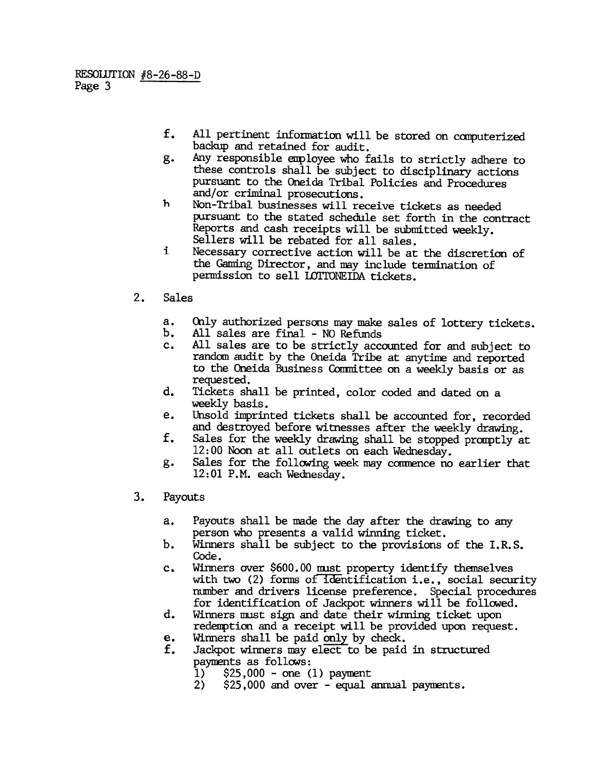RESOLUTION #8-26-88-D
Page 3

f. All pertinent information will be stored on computerized backup and retained for audit.
g. Any responsible employee who fails to strictly adhere to these controls shall be subject to disciplinary actions pursuant to the Oneida Tribal Policies and Procedures and/or criminal prosecutions.
h Non-Tribal businesses will receive tickets as needed pursuant to the stated schedule set forth in the contract Reports and cash receipts will be submitted weekly. Sellers will be rebated for all sales.
i Necessary corrective action will be at the discretion of the Gaming Director, and may include termination of permission to sell LOTTONEIDA tickets.

2. Sales

a. Only authorized persons may make sales of lottery tickets.
b. All sales are final - NO Refunds
c. All sales are to be strictly accounted for and subject to random audit by the Oneida Tribe at anytime and reported to the Oneida Business Committee on a weekly basis or as requested.
d. Tickets shall be printed, color coded and dated on a weekly basis.
e. Unsold imprinted tickets shall be accounted for, recorded and destroyed before witnesses after the weekly drawing.
f. Sales for the weekly drawing shall be stopped promptly at 12:00 Noon at all outlets on each Wednesday.
g. Sales for the following week may commence no earlier that 12:01 P.M. each Wednesday.

3. Payouts

a. Payouts shall be made the day after the drawing to any person who presents a valid winning ticket.
b. Winners shall be subject to the provisions of the I.R.S. Code.
c. Winners over $600.00 must property identify themselves with two (2) forms of identification i.e., social security number and drivers license preference. Special procedures for identification of Jackpot winners will be followed.
d. Winners must sign and date their winning ticket upon redemption and a receipt will be provided upon request.
e. Winners shall be paid only by check.
f. Jackpot winners may elect to be paid in structured payments as follows:
   1) $25,000 - one (1) payment
   2) $25,000 and over - equal annual payments.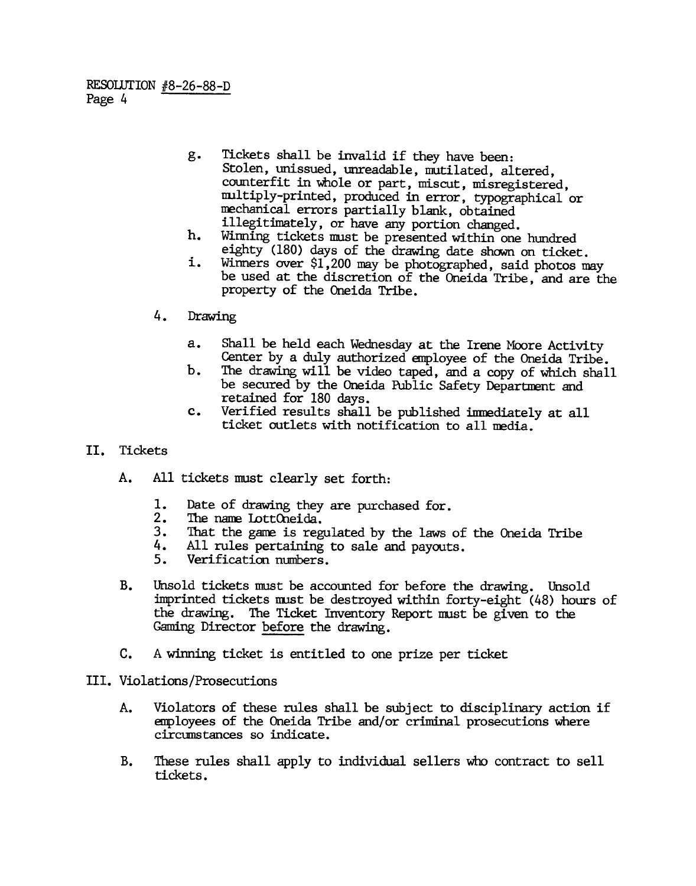RESOLUTION #8-26-88-D
Page 4

g. Tickets shall be invalid if they have been: Stolen, unissued, unreadable, mutilated, altered, counterfit in whole or part, miscut, misregistered, multiply-printed, produced in error, typographical or mechanical errors partially blank, obtained illegitimately, or have any portion changed.

h. Winning tickets must be presented within one hundred eighty (180) days of the drawing date shown on ticket.

i. Winners over $1,200 may be photographed, said photos may be used at the discretion of the Oneida Tribe, and are the property of the Oneida Tribe.

4. Drawing

   a. Shall be held each Wednesday at the Irene Moore Activity Center by a duly authorized employee of the Oneida Tribe.
   b. The drawing will be video taped, and a copy of which shall be secured by the Oneida Public Safety Department and retained for 180 days.
   c. Verified results shall be published immediately at all ticket outlets with notification to all media.

II. Tickets

A. All tickets must clearly set forth:

   1. Date of drawing they are purchased for.
   2. The name LottOneida.
   3. That the game is regulated by the laws of the Oneida Tribe
   4. All rules pertaining to sale and payouts.
   5. Verification numbers.

B. Unsold tickets must be accounted for before the drawing. Unsold imprinted tickets must be destroyed within forty-eight (48) hours of the drawing. The Ticket Inventory Report must be given to the Gaming Director before the drawing.

C. A winning ticket is entitled to one prize per ticket

III. Violations/Prosecutions

A. Violators of these rules shall be subject to disciplinary action if employees of the Oneida Tribe and/or criminal prosecutions where circumstances so indicate.

B. These rules shall apply to individual sellers who contract to sell tickets.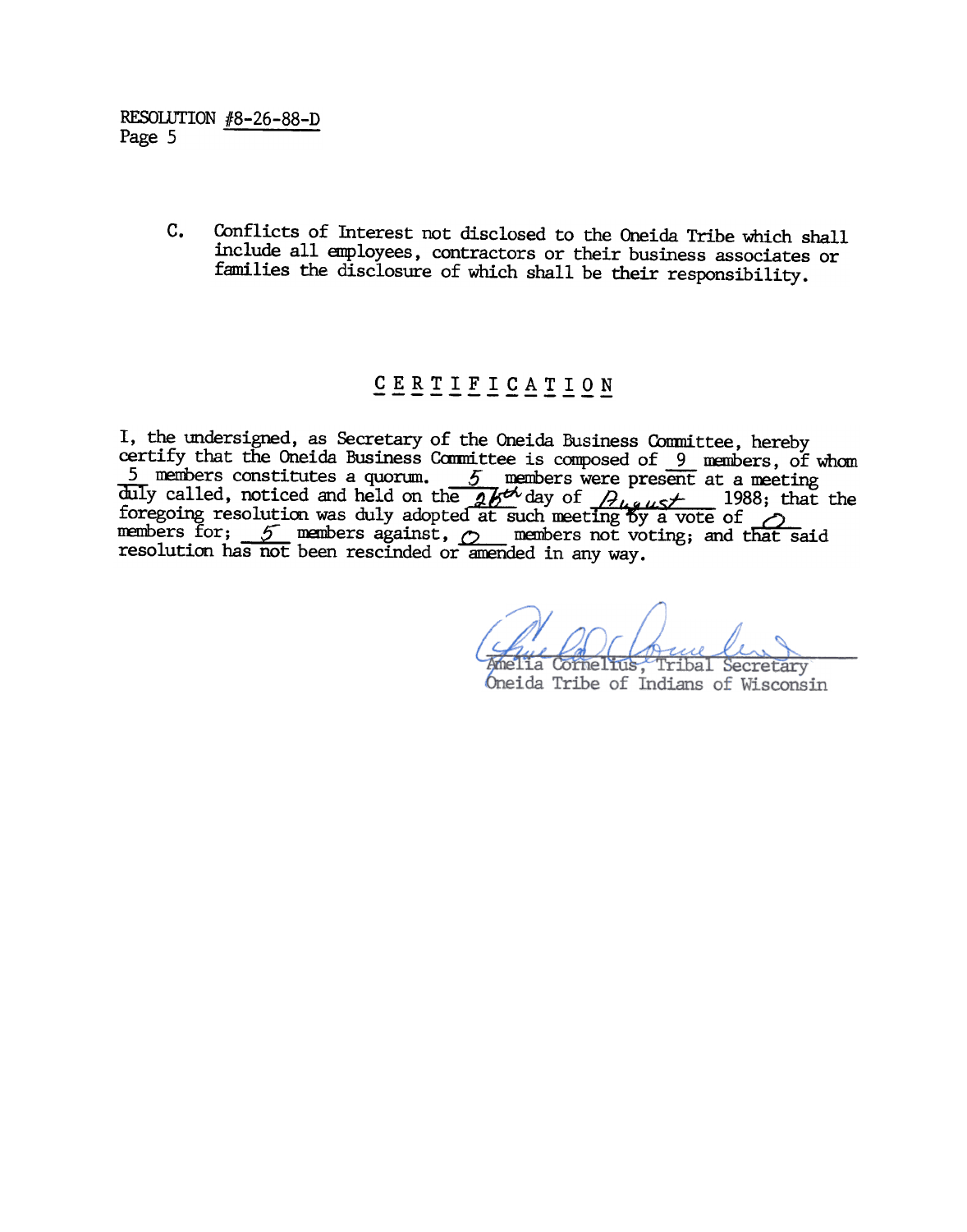RESOLUTION #8-26-88-D
Page 5

C. Conflicts of Interest not disclosed to the Oneida Tribe which shall include all employees, contractors or their business associates or families the disclosure of which shall be their responsibility.

## CERTIFICATION

I, the undersigned, as Secretary of the Oneida Business Committee, hereby certify that the Oneida Business Committee is composed of 9 members, of whom 5 members constitutes a quorum. 5 members were present at a meeting duly called, noticed and held on the 26th day of August 1988; that the foregoing resolution was duly adopted at such meeting by a vote of 0 members for; 5 members against, 0 members not voting; and that said resolution has not been rescinded or amended in any way.

Amelia Cornelius, Tribal Secretary
Oneida Tribe of Indians of Wisconsin